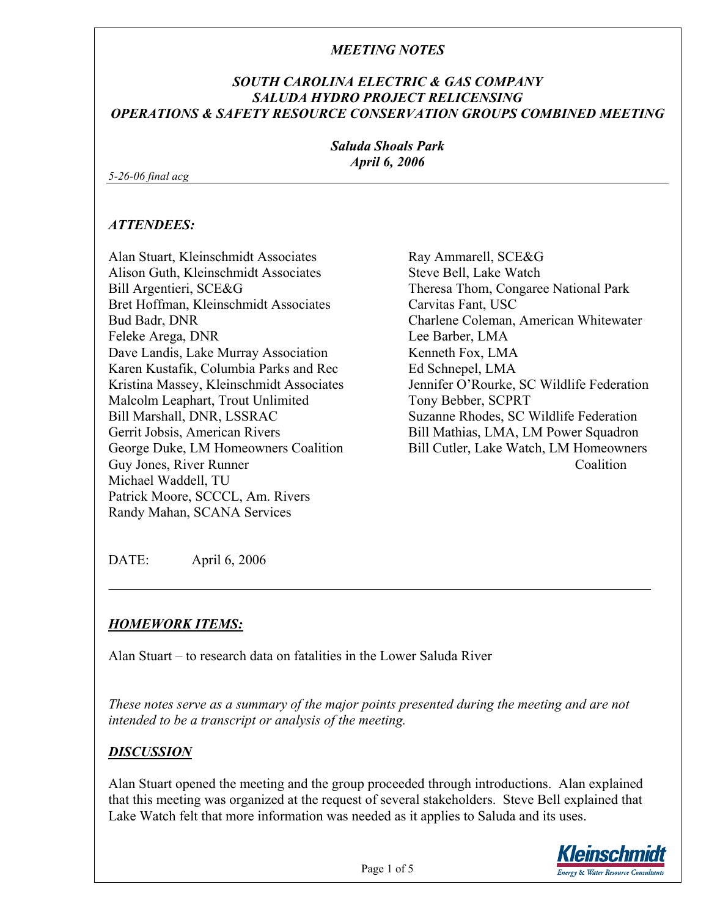*MEETING NOTES*

***SOUTH CAROLINA ELECTRIC & GAS COMPANY***
***SALUDA HYDRO PROJECT RELICENSING***
***OPERATIONS & SAFETY RESOURCE CONSERVATION GROUPS COMBINED MEETING***

***Saluda Shoals Park***
***April 6, 2006***

*5-26-06 final acg*

## *ATTENDEES:*

Alan Stuart, Kleinschmidt Associates
Alison Guth, Kleinschmidt Associates
Bill Argentieri, SCE&G
Bret Hoffman, Kleinschmidt Associates
Bud Badr, DNR
Feleke Arega, DNR
Dave Landis, Lake Murray Association
Karen Kustafik, Columbia Parks and Rec
Kristina Massey, Kleinschmidt Associates
Malcolm Leaphart, Trout Unlimited
Bill Marshall, DNR, LSSRAC
Gerrit Jobsis, American Rivers
George Duke, LM Homeowners Coalition
Guy Jones, River Runner
Michael Waddell, TU
Patrick Moore, SCCCL, Am. Rivers
Randy Mahan, SCANA Services
Ray Ammarell, SCE&G
Steve Bell, Lake Watch
Theresa Thom, Congaree National Park
Carvitas Fant, USC
Charlene Coleman, American Whitewater
Lee Barber, LMA
Kenneth Fox, LMA
Ed Schnepel, LMA
Jennifer O'Rourke, SC Wildlife Federation
Tony Bebber, SCPRT
Suzanne Rhodes, SC Wildlife Federation
Bill Mathias, LMA, LM Power Squadron
Bill Cutler, Lake Watch, LM Homeowners Coalition

DATE: April 6, 2006

---

## ***HOMEWORK ITEMS:***

Alan Stuart – to research data on fatalities in the Lower Saluda River

*These notes serve as a summary of the major points presented during the meeting and are not intended to be a transcript or analysis of the meeting.*

## ***DISCUSSION***

Alan Stuart opened the meeting and the group proceeded through introductions. Alan explained that this meeting was organized at the request of several stakeholders. Steve Bell explained that Lake Watch felt that more information was needed as it applies to Saluda and its uses.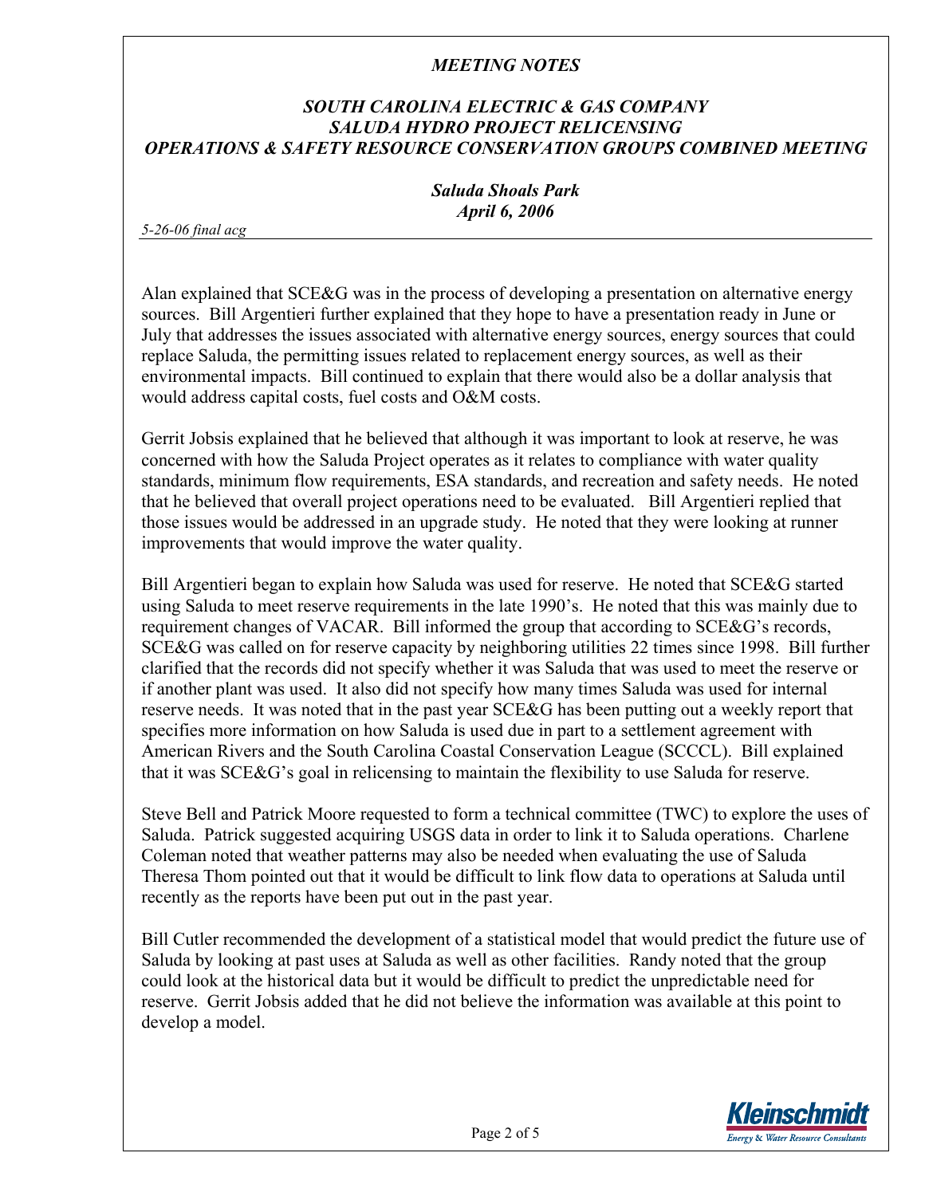*MEETING NOTES*

*SOUTH CAROLINA ELECTRIC & GAS COMPANY*
*SALUDA HYDRO PROJECT RELICENSING*
*OPERATIONS & SAFETY RESOURCE CONSERVATION GROUPS COMBINED MEETING*

*Saluda Shoals Park*
*April 6, 2006*

*5-26-06 final acg*

Alan explained that SCE&G was in the process of developing a presentation on alternative energy sources. Bill Argentieri further explained that they hope to have a presentation ready in June or July that addresses the issues associated with alternative energy sources, energy sources that could replace Saluda, the permitting issues related to replacement energy sources, as well as their environmental impacts. Bill continued to explain that there would also be a dollar analysis that would address capital costs, fuel costs and O&M costs.

Gerrit Jobsis explained that he believed that although it was important to look at reserve, he was concerned with how the Saluda Project operates as it relates to compliance with water quality standards, minimum flow requirements, ESA standards, and recreation and safety needs. He noted that he believed that overall project operations need to be evaluated. Bill Argentieri replied that those issues would be addressed in an upgrade study. He noted that they were looking at runner improvements that would improve the water quality.

Bill Argentieri began to explain how Saluda was used for reserve. He noted that SCE&G started using Saluda to meet reserve requirements in the late 1990's. He noted that this was mainly due to requirement changes of VACAR. Bill informed the group that according to SCE&G's records, SCE&G was called on for reserve capacity by neighboring utilities 22 times since 1998. Bill further clarified that the records did not specify whether it was Saluda that was used to meet the reserve or if another plant was used. It also did not specify how many times Saluda was used for internal reserve needs. It was noted that in the past year SCE&G has been putting out a weekly report that specifies more information on how Saluda is used due in part to a settlement agreement with American Rivers and the South Carolina Coastal Conservation League (SCCCL). Bill explained that it was SCE&G's goal in relicensing to maintain the flexibility to use Saluda for reserve.

Steve Bell and Patrick Moore requested to form a technical committee (TWC) to explore the uses of Saluda. Patrick suggested acquiring USGS data in order to link it to Saluda operations. Charlene Coleman noted that weather patterns may also be needed when evaluating the use of Saluda Theresa Thom pointed out that it would be difficult to link flow data to operations at Saluda until recently as the reports have been put out in the past year.

Bill Cutler recommended the development of a statistical model that would predict the future use of Saluda by looking at past uses at Saluda as well as other facilities. Randy noted that the group could look at the historical data but it would be difficult to predict the unpredictable need for reserve. Gerrit Jobsis added that he did not believe the information was available at this point to develop a model.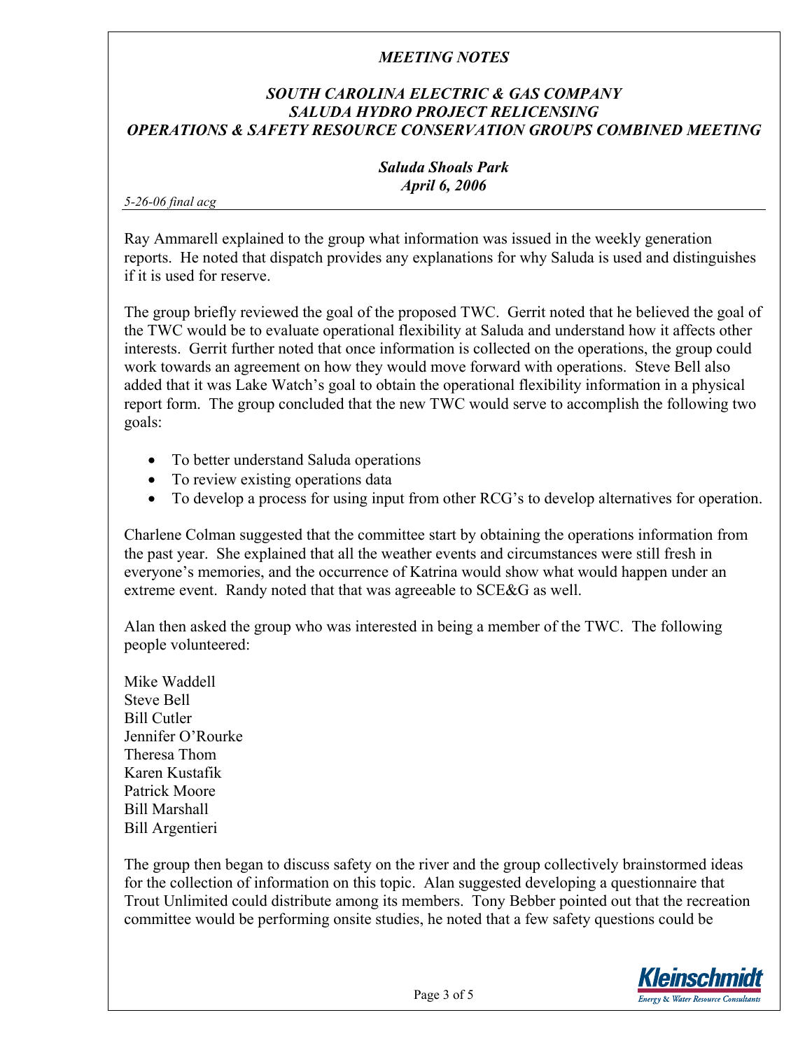Ray Ammarell explained to the group what information was issued in the weekly generation reports. He noted that dispatch provides any explanations for why Saluda is used and distinguishes if it is used for reserve.

The group briefly reviewed the goal of the proposed TWC. Gerrit noted that he believed the goal of the TWC would be to evaluate operational flexibility at Saluda and understand how it affects other interests. Gerrit further noted that once information is collected on the operations, the group could work towards an agreement on how they would move forward with operations. Steve Bell also added that it was Lake Watch's goal to obtain the operational flexibility information in a physical report form. The group concluded that the new TWC would serve to accomplish the following two goals:

- To better understand Saluda operations
- To review existing operations data
- To develop a process for using input from other RCG's to develop alternatives for operation.

Charlene Colman suggested that the committee start by obtaining the operations information from the past year. She explained that all the weather events and circumstances were still fresh in everyone's memories, and the occurrence of Katrina would show what would happen under an extreme event. Randy noted that that was agreeable to SCE&G as well.

Alan then asked the group who was interested in being a member of the TWC. The following people volunteered:

Mike Waddell
Steve Bell
Bill Cutler
Jennifer O'Rourke
Theresa Thom
Karen Kustafik
Patrick Moore
Bill Marshall
Bill Argentieri

The group then began to discuss safety on the river and the group collectively brainstormed ideas for the collection of information on this topic. Alan suggested developing a questionnaire that Trout Unlimited could distribute among its members. Tony Bebber pointed out that the recreation committee would be performing onsite studies, he noted that a few safety questions could be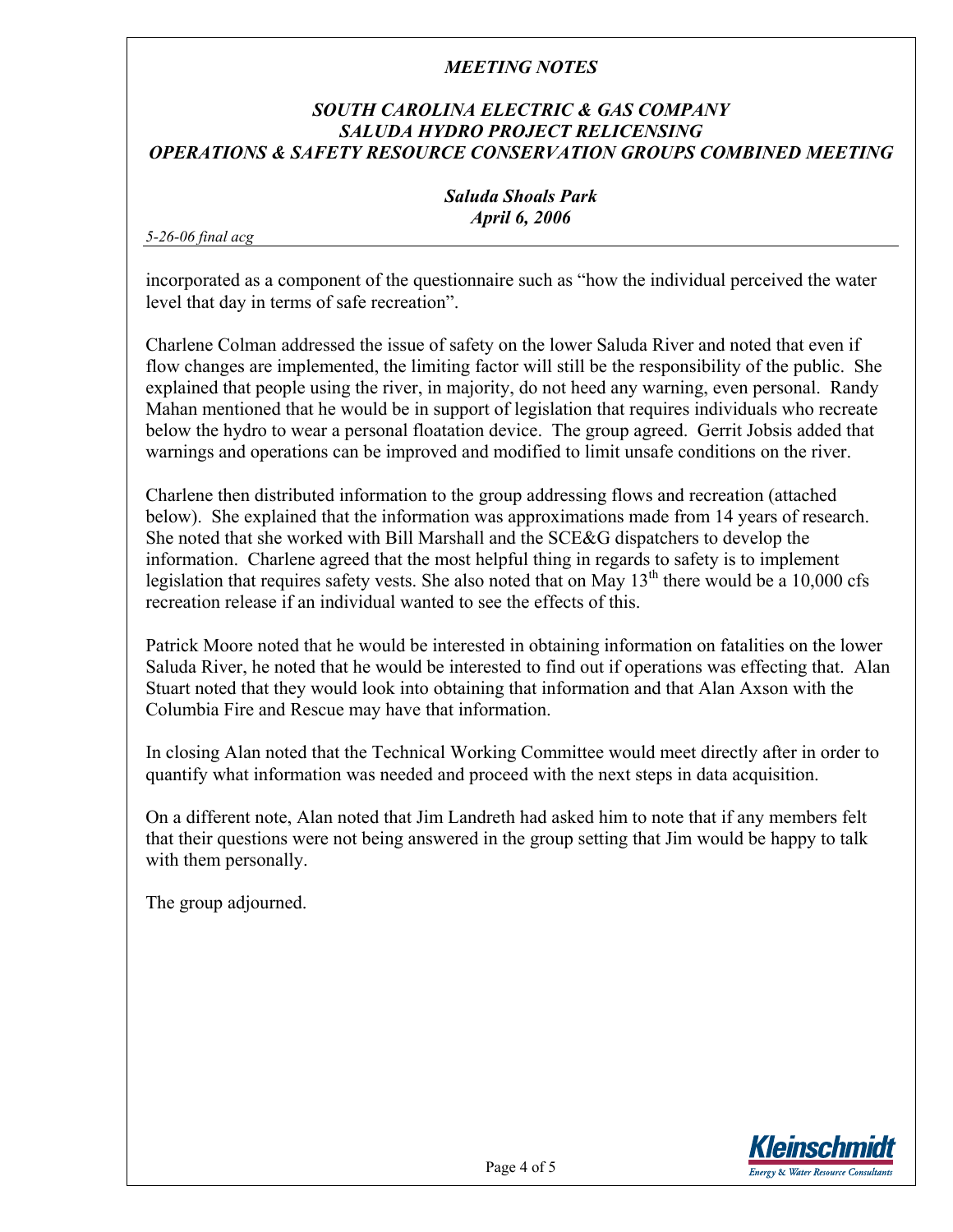incorporated as a component of the questionnaire such as "how the individual perceived the water level that day in terms of safe recreation".

Charlene Colman addressed the issue of safety on the lower Saluda River and noted that even if flow changes are implemented, the limiting factor will still be the responsibility of the public. She explained that people using the river, in majority, do not heed any warning, even personal. Randy Mahan mentioned that he would be in support of legislation that requires individuals who recreate below the hydro to wear a personal floatation device. The group agreed. Gerrit Jobsis added that warnings and operations can be improved and modified to limit unsafe conditions on the river.

Charlene then distributed information to the group addressing flows and recreation (attached below). She explained that the information was approximations made from 14 years of research. She noted that she worked with Bill Marshall and the SCE&G dispatchers to develop the information. Charlene agreed that the most helpful thing in regards to safety is to implement legislation that requires safety vests. She also noted that on May 13th there would be a 10,000 cfs recreation release if an individual wanted to see the effects of this.

Patrick Moore noted that he would be interested in obtaining information on fatalities on the lower Saluda River, he noted that he would be interested to find out if operations was effecting that. Alan Stuart noted that they would look into obtaining that information and that Alan Axson with the Columbia Fire and Rescue may have that information.

In closing Alan noted that the Technical Working Committee would meet directly after in order to quantify what information was needed and proceed with the next steps in data acquisition.

On a different note, Alan noted that Jim Landreth had asked him to note that if any members felt that their questions were not being answered in the group setting that Jim would be happy to talk with them personally.

The group adjourned.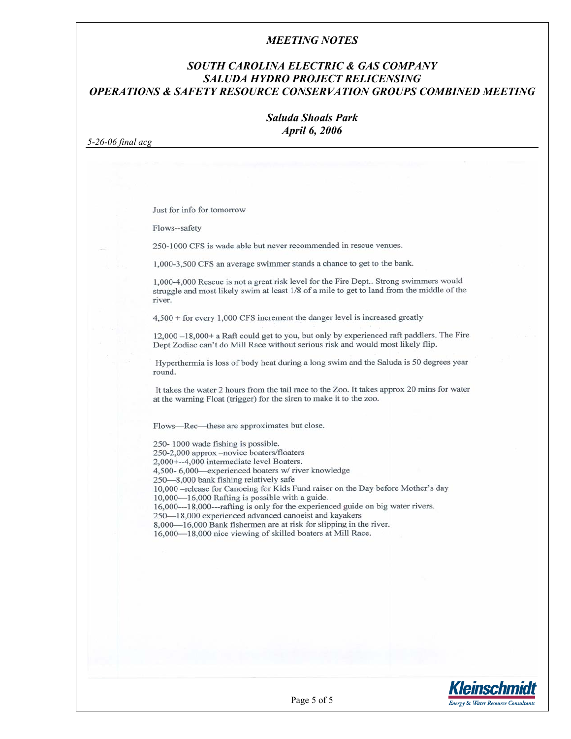# MEETING NOTES

## SOUTH CAROLINA ELECTRIC & GAS COMPANY
## SALUDA HYDRO PROJECT RELICENSING
## OPERATIONS & SAFETY RESOURCE CONSERVATION GROUPS COMBINED MEETING

### Saluda Shoals Park
### April 6, 2006

*5-26-06 final acg*

---

Just for info for tomorrow

Flows--safety

250-1000 CFS is wade able but never recommended in rescue venues.

1,000-3,500 CFS an average swimmer stands a chance to get to the bank.

1,000-4,000 Rescue is not a great risk level for the Fire Dept.. Strong swimmers would struggle and most likely swim at least 1/8 of a mile to get to land from the middle of the river.

4,500 + for every 1,000 CFS increment the danger level is increased greatly

12,000 –18,000+ a Raft could get to you, but only by experienced raft paddlers. The Fire Dept Zodiac can't do Mill Race without serious risk and would most likely flip.

Hyperthermia is loss of body heat during a long swim and the Saluda is 50 degrees year round.

It takes the water 2 hours from the tail race to the Zoo. It takes approx 20 mins for water at the warning Float (trigger) for the siren to make it to the zoo.

Flows—Rec—these are approximates but close.

250- 1000 wade fishing is possible.
250-2,000 approx –novice boaters/floaters
2,000+--4,000 intermediate level Boaters.
4,500- 6,000—experienced boaters w/ river knowledge
250—8,000 bank fishing relatively safe
10,000 –release for Canoeing for Kids Fund raiser on the Day before Mother's day
10,000—16,000 Rafting is possible with a guide.
16,000---18,000---rafting is only for the experienced guide on big water rivers.
250—18,000 experienced advanced canoeist and kayakers
8,000—16,000 Bank fishermen are at risk for slipping in the river.
16,000—18,000 nice viewing of skilled boaters at Mill Race.